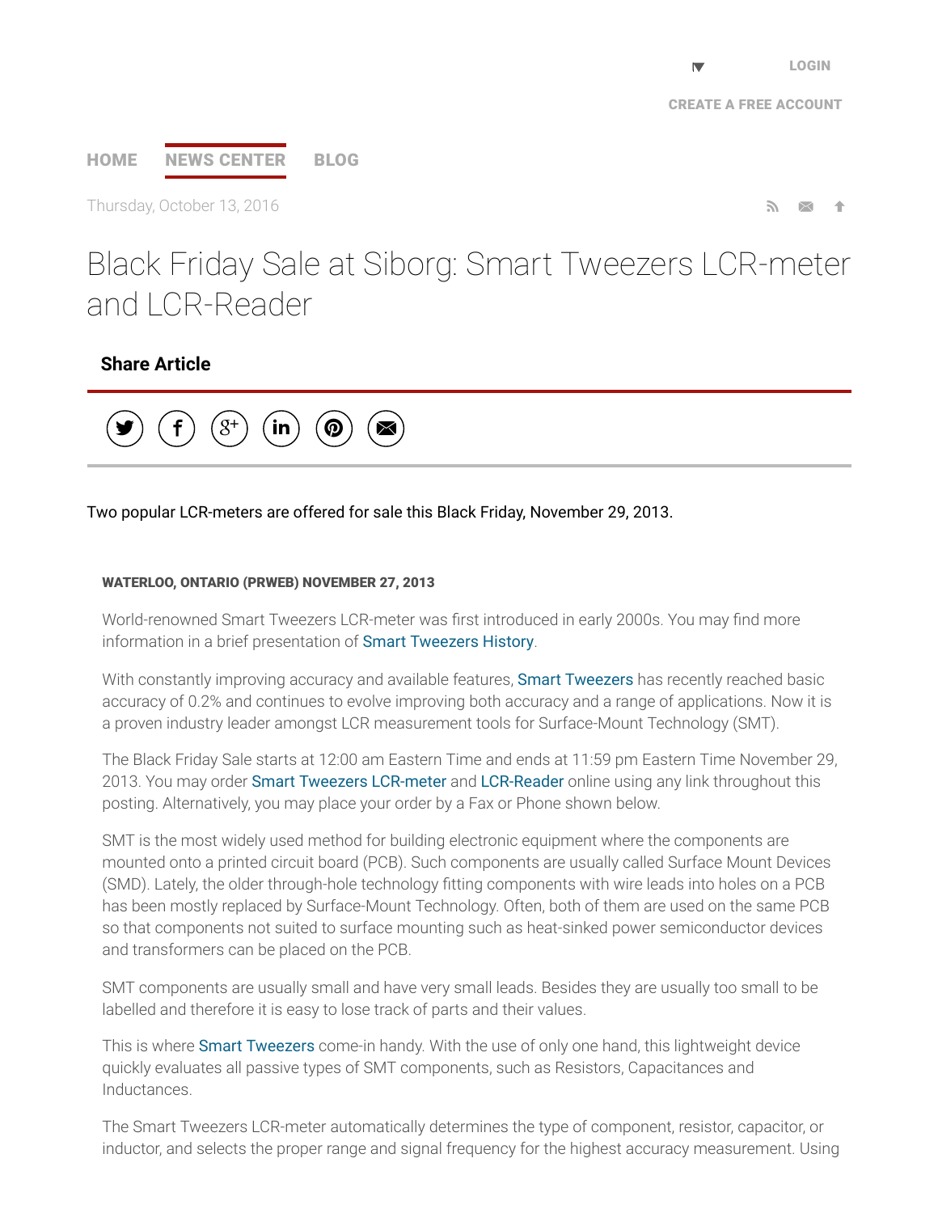# Black Friday Sale at Siborg: Smart Tweezers LCR-meter and LCR-Reader

Thursday, October 13, 2016

**Share Article**

Two popular LCR-meters are offered for sale this Black Friday, November 29, 2013.

**WATERLOO, ONTARIO (PRWEB) NOVEMBER 27, 2013**

World-renowned Smart Tweezers LCR-meter was first introduced in early 2000s. You may find more information in a brief presentation of Smart Tweezers History.

With constantly improving accuracy and available features, Smart Tweezers has recently reached basic accuracy of 0.2% and continues to evolve improving both accuracy and a range of applications. Now it is a proven industry leader amongst LCR measurement tools for Surface-Mount Technology (SMT).

The Black Friday Sale starts at 12:00 am Eastern Time and ends at 11:59 pm Eastern Time November 29, 2013. You may order Smart Tweezers LCR-meter and LCR-Reader online using any link throughout this posting. Alternatively, you may place your order by a Fax or Phone shown below.

SMT is the most widely used method for building electronic equipment where the components are mounted onto a printed circuit board (PCB). Such components are usually called Surface Mount Devices (SMD). Lately, the older through-hole technology fitting components with wire leads into holes on a PCB has been mostly replaced by Surface-Mount Technology. Often, both of them are used on the same PCB so that components not suited to surface mounting such as heat-sinked power semiconductor devices and transformers can be placed on the PCB.

SMT components are usually small and have very small leads. Besides they are usually too small to be labelled and therefore it is easy to lose track of parts and their values.

This is where Smart Tweezers come-in handy. With the use of only one hand, this lightweight device quickly evaluates all passive types of SMT components, such as Resistors, Capacitances and Inductances.

The Smart Tweezers LCR-meter automatically determines the type of component, resistor, capacitor, or inductor, and selects the proper range and signal frequency for the highest accuracy measurement. Using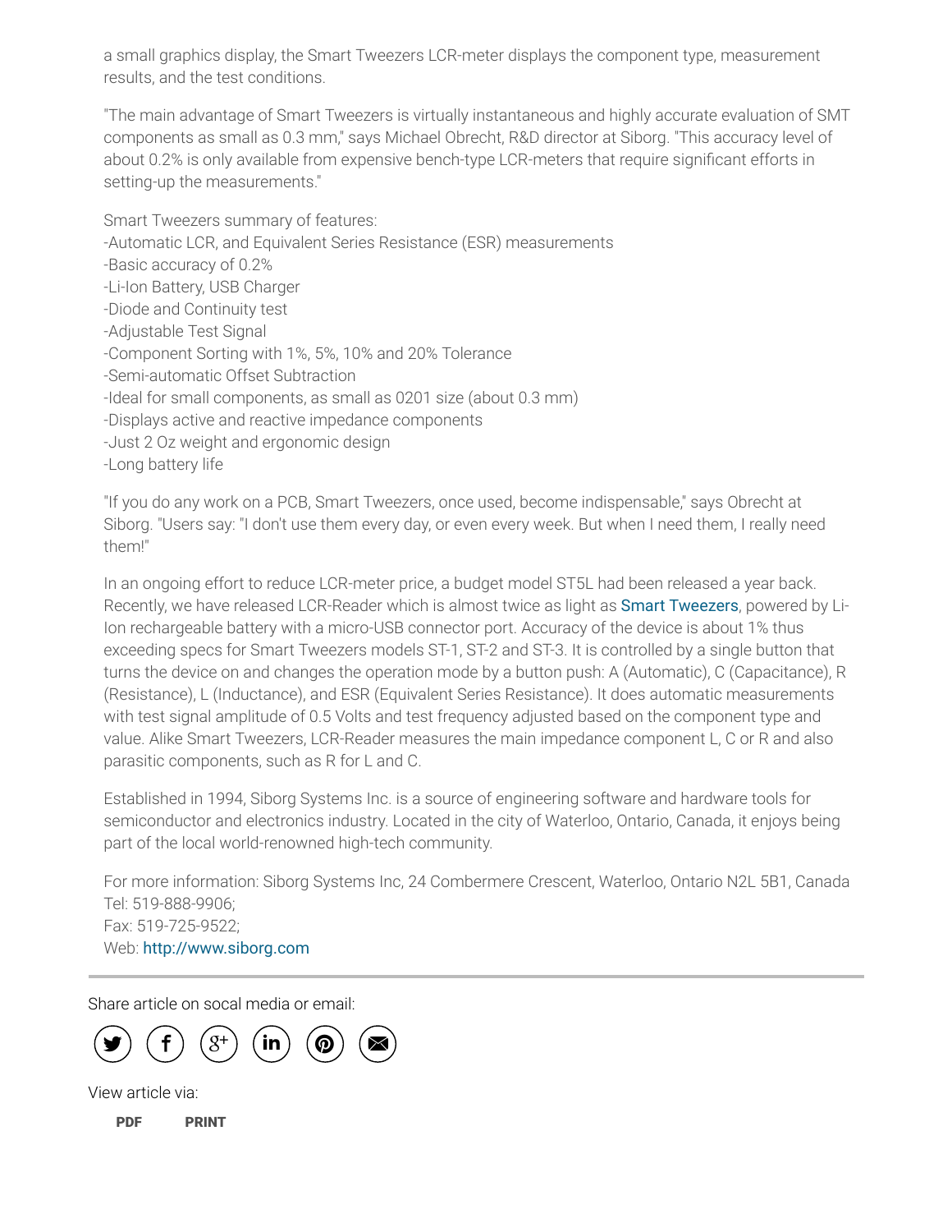a small graphics display, the Smart Tweezers LCR-meter displays the component type, measurement results, and the test conditions.

"The main advantage of Smart Tweezers is virtually instantaneous and highly accurate evaluation of SMT components as small as 0.3 mm," says Michael Obrecht, R&D director at Siborg. "This accuracy level of about 0.2% is only available from expensive bench-type LCR-meters that require significant efforts in setting-up the measurements."

Smart Tweezers summary of features:
-Automatic LCR, and Equivalent Series Resistance (ESR) measurements
-Basic accuracy of 0.2%
-Li-Ion Battery, USB Charger
-Diode and Continuity test
-Adjustable Test Signal
-Component Sorting with 1%, 5%, 10% and 20% Tolerance
-Semi-automatic Offset Subtraction
-Ideal for small components, as small as 0201 size (about 0.3 mm)
-Displays active and reactive impedance components
-Just 2 Oz weight and ergonomic design
-Long battery life

"If you do any work on a PCB, Smart Tweezers, once used, become indispensable," says Obrecht at Siborg. "Users say: "I don't use them every day, or even every week. But when I need them, I really need them!"

In an ongoing effort to reduce LCR-meter price, a budget model ST5L had been released a year back. Recently, we have released LCR-Reader which is almost twice as light as Smart Tweezers, powered by Li-Ion rechargeable battery with a micro-USB connector port. Accuracy of the device is about 1% thus exceeding specs for Smart Tweezers models ST-1, ST-2 and ST-3. It is controlled by a single button that turns the device on and changes the operation mode by a button push: A (Automatic), C (Capacitance), R (Resistance), L (Inductance), and ESR (Equivalent Series Resistance). It does automatic measurements with test signal amplitude of 0.5 Volts and test frequency adjusted based on the component type and value. Alike Smart Tweezers, LCR-Reader measures the main impedance component L, C or R and also parasitic components, such as R for L and C.

Established in 1994, Siborg Systems Inc. is a source of engineering software and hardware tools for semiconductor and electronics industry. Located in the city of Waterloo, Ontario, Canada, it enjoys being part of the local world-renowned high-tech community.

For more information: Siborg Systems Inc, 24 Combermere Crescent, Waterloo, Ontario N2L 5B1, Canada
Tel: 519-888-9906;
Fax: 519-725-9522;
Web: http://www.siborg.com

Share article on socal media or email:

View article via:

PDF PRINT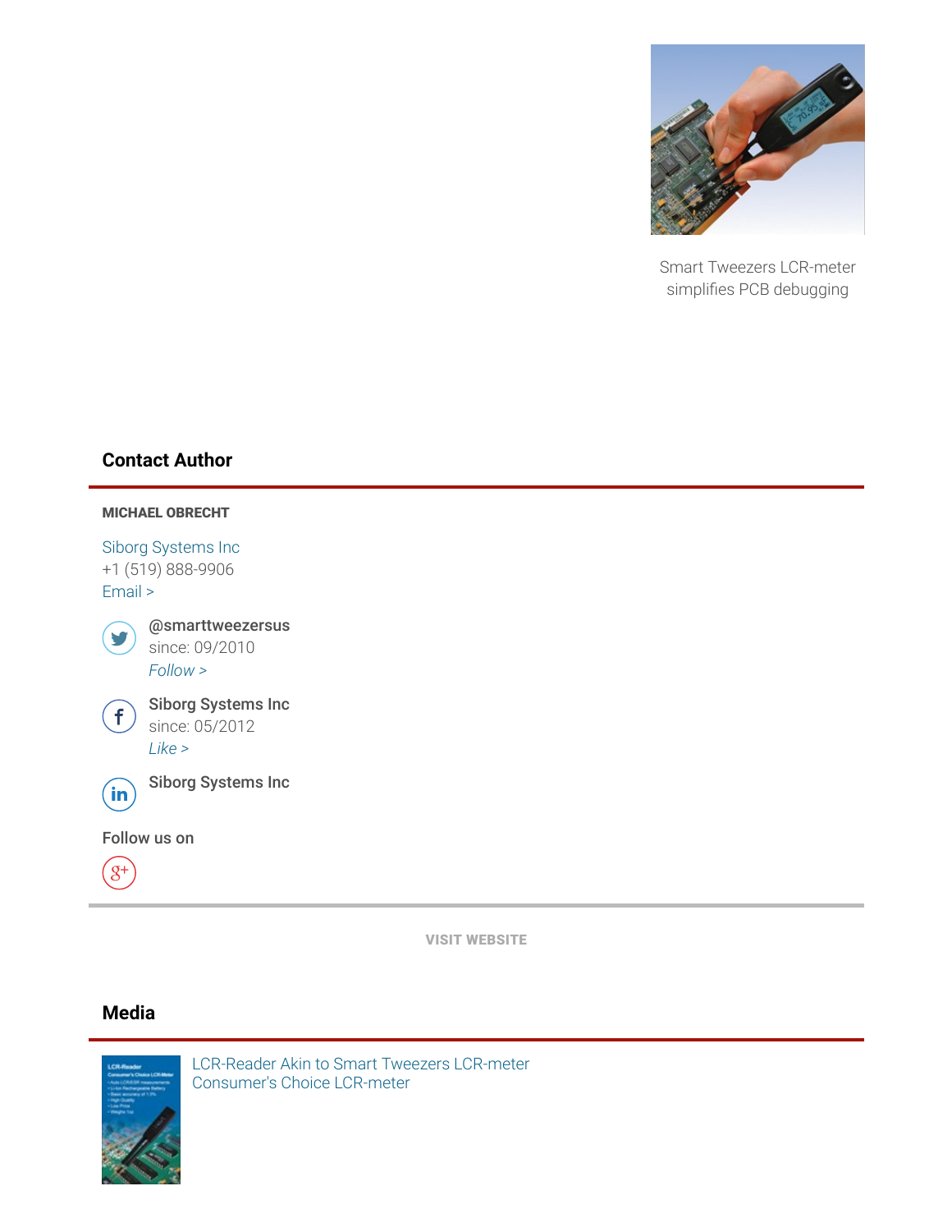Smart Tweezers LCR-meter simplifies PCB debugging

## Contact Author

**MICHAEL OBRECHT**

Siborg Systems Inc
+1 (519) 888-9906
Email >

**@smarttweezersus**
since: 09/2010
*Follow >*

**Siborg Systems Inc**
since: 05/2012
*Like >*

**Siborg Systems Inc**

Follow us on

VISIT WEBSITE

## Media

LCR-Reader Akin to Smart Tweezers LCR-meter
Consumer's Choice LCR-meter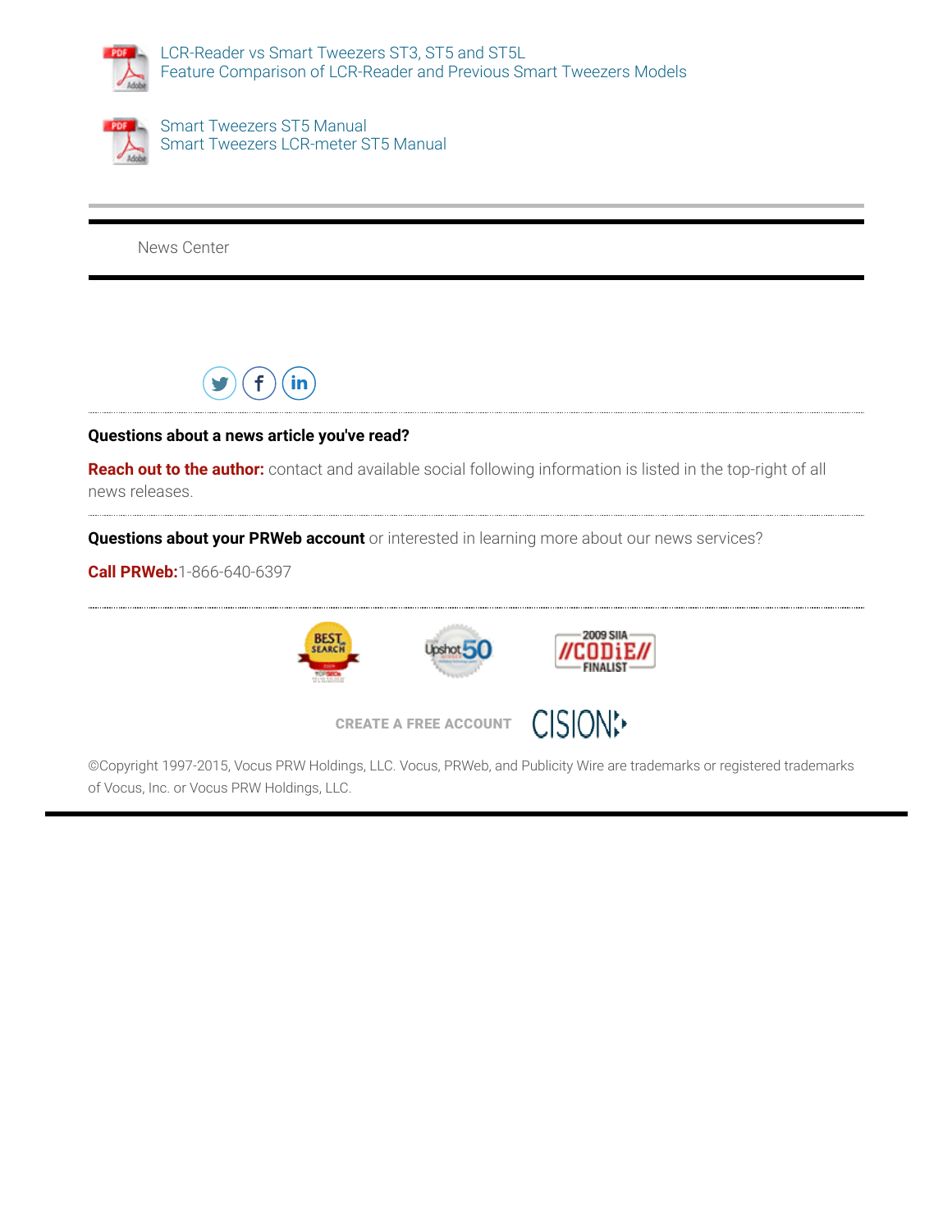LCR-Reader vs Smart Tweezers ST3, ST5 and ST5L
Feature Comparison of LCR-Reader and Previous Smart Tweezers Models

Smart Tweezers ST5 Manual
Smart Tweezers LCR-meter ST5 Manual

---

News Center

---

**Questions about a news article you've read?**

**Reach out to the author:** contact and available social following information is listed in the top-right of all news releases.

---

**Questions about your PRWeb account** or interested in learning more about our news services?

**Call PRWeb:**1-866-640-6397

---

CREATE A FREE ACCOUNT

©Copyright 1997-2015, Vocus PRW Holdings, LLC. Vocus, PRWeb, and Publicity Wire are trademarks or registered trademarks of Vocus, Inc. or Vocus PRW Holdings, LLC.